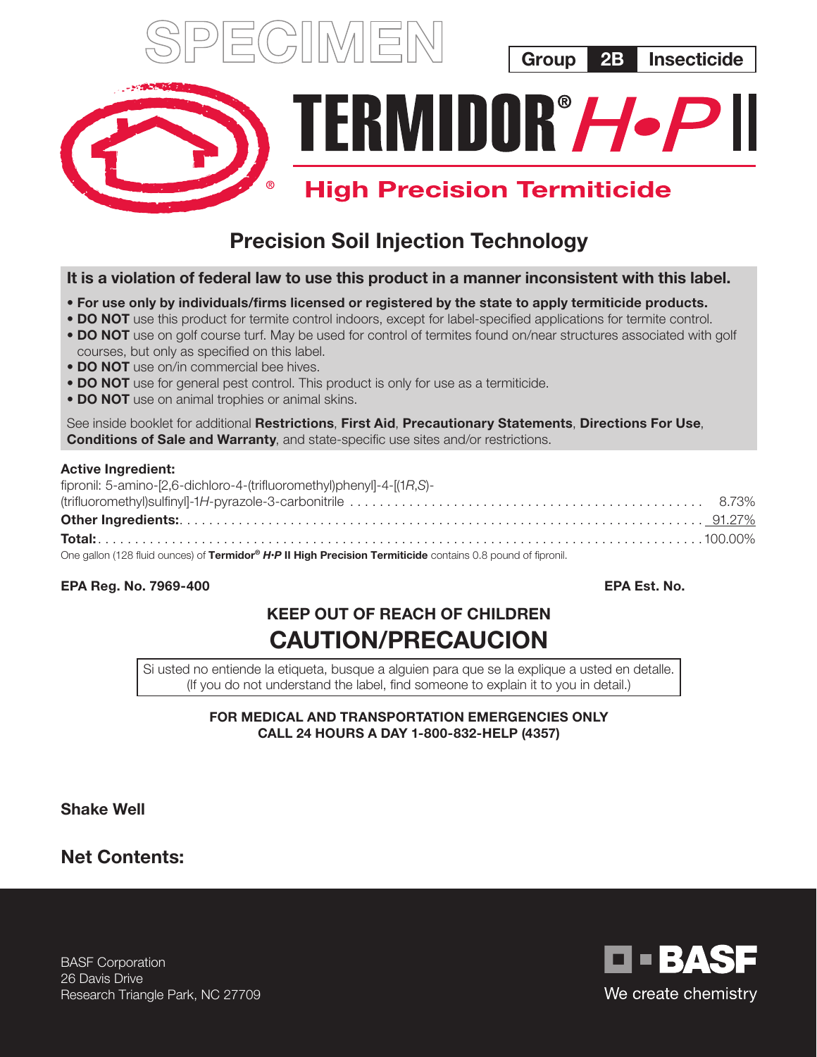SPECIMEN

**Group 2B Insecticide**

# TERMIDOR® *H•P* II

## High Precision Termiticide

### Precision Soil Injection Technology

**It is a violation of federal law to use this product in a manner inconsistent with this label.**

- **For use only by individuals/firms licensed or registered by the state to apply termiticide products.**
- **DO NOT** use this product for termite control indoors, except for label-specified applications for termite control.
- **DO NOT** use on golf course turf. May be used for control of termites found on/near structures associated with golf courses, but only as specified on this label.
- **DO NOT** use on/in commercial bee hives.
- **DO NOT** use for general pest control. This product is only for use as a termiticide.
- **DO NOT** use on animal trophies or animal skins.

See inside booklet for additional **Restrictions**, **First Aid**, **Precautionary Statements**, **Directions For Use**, **Conditions of Sale and Warranty**, and state-specific use sites and/or restrictions.

**Active Ingredient:**

| | |
|---|---|
| fipronil: 5-amino-[2,6-dichloro-4-(trifluoromethyl)phenyl]-4-[(1*R*,*S*)-(trifluoromethyl)sulfinyl]-1*H*-pyrazole-3-carbonitrile | 8.73% |
| **Other Ingredients:** | 91.27% |
| **Total:** | 100.00% |

One gallon (128 fluid ounces) of **Termidor® *H·P* II High Precision Termiticide** contains 0.8 pound of fipronil.

**EPA Reg. No. 7969-400** **EPA Est. No.**

**KEEP OUT OF REACH OF CHILDREN**

## CAUTION/PRECAUCION

Si usted no entiende la etiqueta, busque a alguien para que se la explique a usted en detalle.
(If you do not understand the label, find someone to explain it to you in detail.)

**FOR MEDICAL AND TRANSPORTATION EMERGENCIES ONLY**
**CALL 24 HOURS A DAY 1-800-832-HELP (4357)**

**Shake Well**

**Net Contents:**

BASF Corporation
26 Davis Drive
Research Triangle Park, NC 27709

BASF
We create chemistry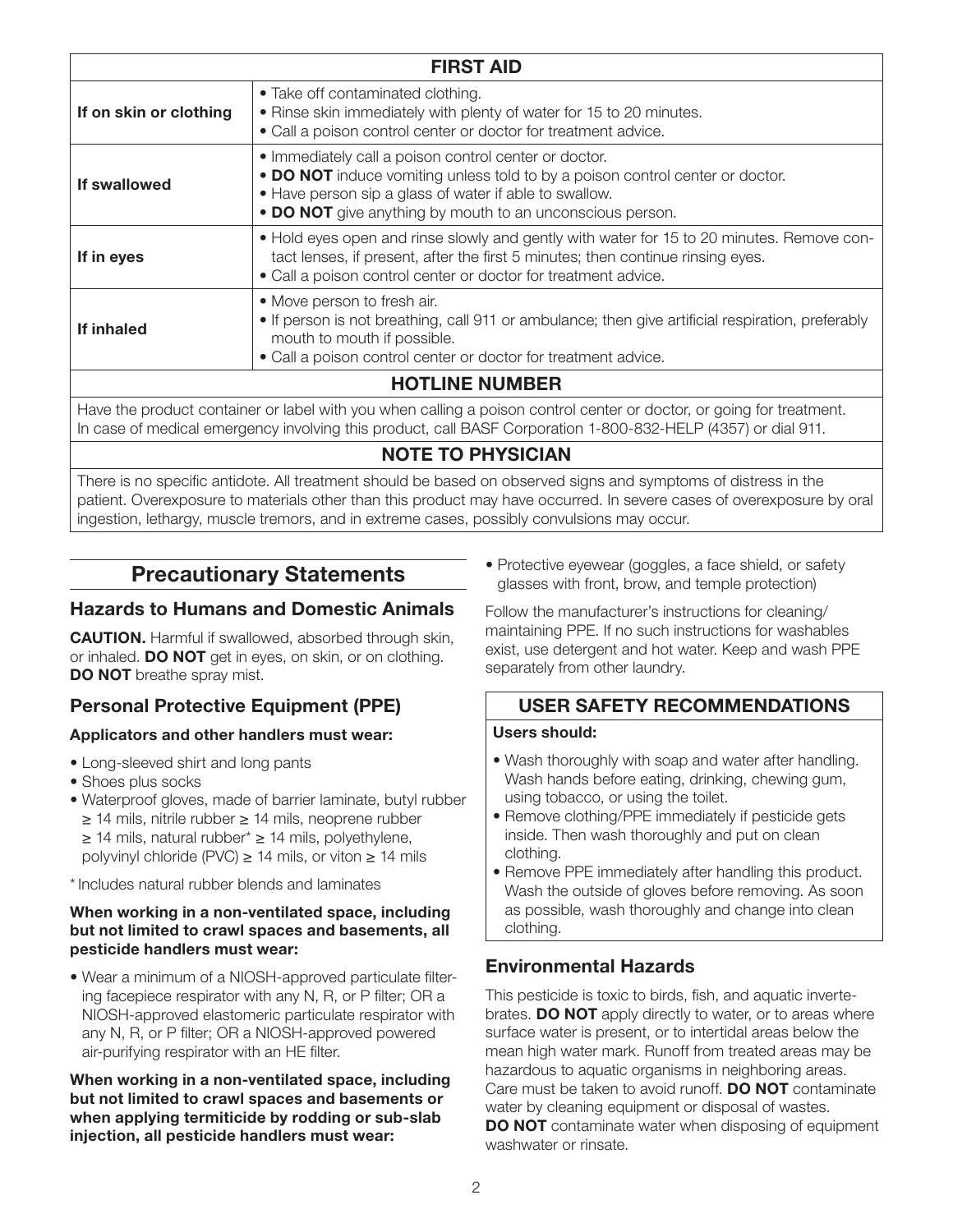| FIRST AID | |
|---|---|
| **If on skin or clothing** | • Take off contaminated clothing.<br>• Rinse skin immediately with plenty of water for 15 to 20 minutes.<br>• Call a poison control center or doctor for treatment advice. |
| **If swallowed** | • Immediately call a poison control center or doctor.<br>• **DO NOT** induce vomiting unless told to by a poison control center or doctor.<br>• Have person sip a glass of water if able to swallow.<br>• **DO NOT** give anything by mouth to an unconscious person. |
| **If in eyes** | • Hold eyes open and rinse slowly and gently with water for 15 to 20 minutes. Remove contact lenses, if present, after the first 5 minutes; then continue rinsing eyes.<br>• Call a poison control center or doctor for treatment advice. |
| **If inhaled** | • Move person to fresh air.<br>• If person is not breathing, call 911 or ambulance; then give artificial respiration, preferably mouth to mouth if possible.<br>• Call a poison control center or doctor for treatment advice. |

**HOTLINE NUMBER**

Have the product container or label with you when calling a poison control center or doctor, or going for treatment. In case of medical emergency involving this product, call BASF Corporation 1-800-832-HELP (4357) or dial 911.

**NOTE TO PHYSICIAN**

There is no specific antidote. All treatment should be based on observed signs and symptoms of distress in the patient. Overexposure to materials other than this product may have occurred. In severe cases of overexposure by oral ingestion, lethargy, muscle tremors, and in extreme cases, possibly convulsions may occur.

## Precautionary Statements

### Hazards to Humans and Domestic Animals

**CAUTION.** Harmful if swallowed, absorbed through skin, or inhaled. **DO NOT** get in eyes, on skin, or on clothing. **DO NOT** breathe spray mist.

### Personal Protective Equipment (PPE)

**Applicators and other handlers must wear:**

- Long-sleeved shirt and long pants
- Shoes plus socks
- Waterproof gloves, made of barrier laminate, butyl rubber ≥ 14 mils, nitrile rubber ≥ 14 mils, neoprene rubber ≥ 14 mils, natural rubber* ≥ 14 mils, polyethylene, polyvinyl chloride (PVC) ≥ 14 mils, or viton ≥ 14 mils

\* Includes natural rubber blends and laminates

**When working in a non-ventilated space, including but not limited to crawl spaces and basements, all pesticide handlers must wear:**

- Wear a minimum of a NIOSH-approved particulate filtering facepiece respirator with any N, R, or P filter; OR a NIOSH-approved elastomeric particulate respirator with any N, R, or P filter; OR a NIOSH-approved powered air-purifying respirator with an HE filter.

**When working in a non-ventilated space, including but not limited to crawl spaces and basements or when applying termiticide by rodding or sub-slab injection, all pesticide handlers must wear:**

- Protective eyewear (goggles, a face shield, or safety glasses with front, brow, and temple protection)

Follow the manufacturer's instructions for cleaning/maintaining PPE. If no such instructions for washables exist, use detergent and hot water. Keep and wash PPE separately from other laundry.

**USER SAFETY RECOMMENDATIONS**

**Users should:**

- Wash thoroughly with soap and water after handling. Wash hands before eating, drinking, chewing gum, using tobacco, or using the toilet.
- Remove clothing/PPE immediately if pesticide gets inside. Then wash thoroughly and put on clean clothing.
- Remove PPE immediately after handling this product. Wash the outside of gloves before removing. As soon as possible, wash thoroughly and change into clean clothing.

### Environmental Hazards

This pesticide is toxic to birds, fish, and aquatic invertebrates. **DO NOT** apply directly to water, or to areas where surface water is present, or to intertidal areas below the mean high water mark. Runoff from treated areas may be hazardous to aquatic organisms in neighboring areas. Care must be taken to avoid runoff. **DO NOT** contaminate water by cleaning equipment or disposal of wastes. **DO NOT** contaminate water when disposing of equipment washwater or rinsate.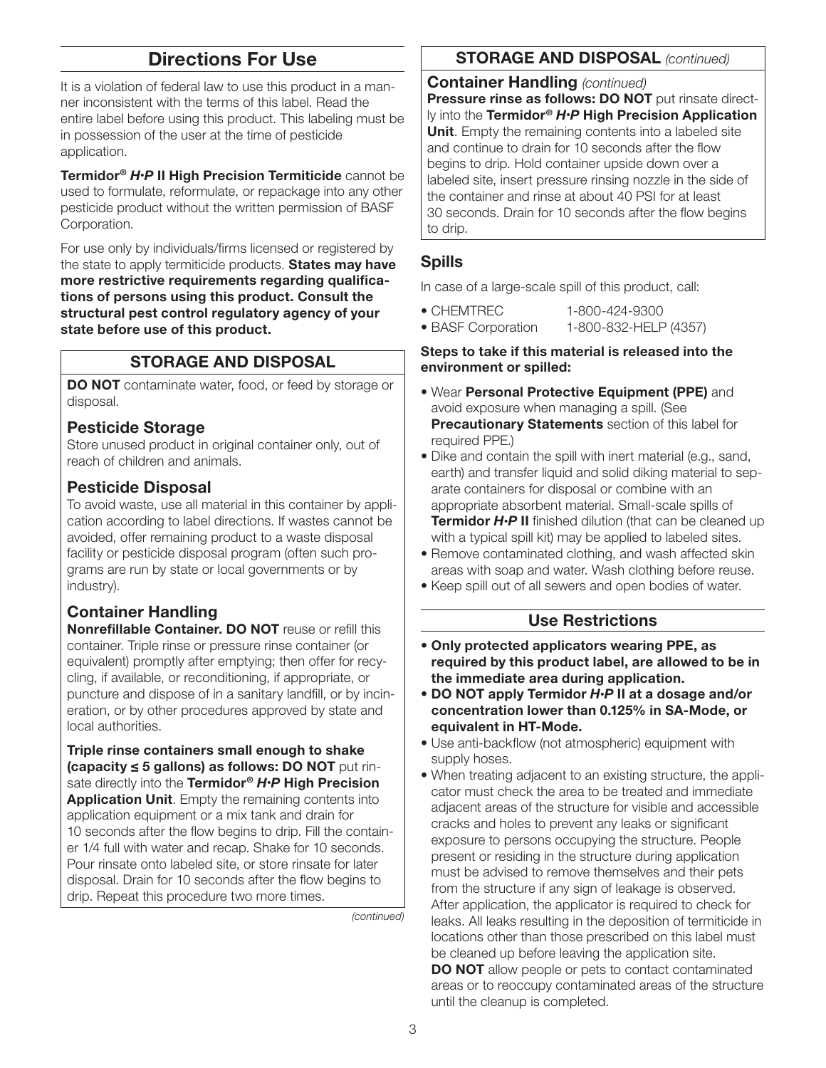## Directions For Use

It is a violation of federal law to use this product in a manner inconsistent with the terms of this label. Read the entire label before using this product. This labeling must be in possession of the user at the time of pesticide application.

**Termidor® *H·P* II High Precision Termiticide** cannot be used to formulate, reformulate, or repackage into any other pesticide product without the written permission of BASF Corporation.

For use only by individuals/firms licensed or registered by the state to apply termiticide products. **States may have more restrictive requirements regarding qualifications of persons using this product. Consult the structural pest control regulatory agency of your state before use of this product.**

## STORAGE AND DISPOSAL

**DO NOT** contaminate water, food, or feed by storage or disposal.

### Pesticide Storage

Store unused product in original container only, out of reach of children and animals.

### Pesticide Disposal

To avoid waste, use all material in this container by application according to label directions. If wastes cannot be avoided, offer remaining product to a waste disposal facility or pesticide disposal program (often such programs are run by state or local governments or by industry).

### Container Handling

**Nonrefillable Container. DO NOT** reuse or refill this container. Triple rinse or pressure rinse container (or equivalent) promptly after emptying; then offer for recycling, if available, or reconditioning, if appropriate, or puncture and dispose of in a sanitary landfill, or by incineration, or by other procedures approved by state and local authorities.

**Triple rinse containers small enough to shake (capacity ≤ 5 gallons) as follows: DO NOT** put rinsate directly into the **Termidor® *H·P* High Precision Application Unit**. Empty the remaining contents into application equipment or a mix tank and drain for 10 seconds after the flow begins to drip. Fill the container 1/4 full with water and recap. Shake for 10 seconds. Pour rinsate onto labeled site, or store rinsate for later disposal. Drain for 10 seconds after the flow begins to drip. Repeat this procedure two more times.

*(continued)*

## STORAGE AND DISPOSAL *(continued)*

### Container Handling *(continued)*

**Pressure rinse as follows: DO NOT** put rinsate directly into the **Termidor® *H·P* High Precision Application Unit**. Empty the remaining contents into a labeled site and continue to drain for 10 seconds after the flow begins to drip. Hold container upside down over a labeled site, insert pressure rinsing nozzle in the side of the container and rinse at about 40 PSI for at least 30 seconds. Drain for 10 seconds after the flow begins to drip.

### Spills

In case of a large-scale spill of this product, call:

- CHEMTREC 1-800-424-9300
- BASF Corporation 1-800-832-HELP (4357)

**Steps to take if this material is released into the environment or spilled:**

- Wear **Personal Protective Equipment (PPE)** and avoid exposure when managing a spill. (See **Precautionary Statements** section of this label for required PPE.)
- Dike and contain the spill with inert material (e.g., sand, earth) and transfer liquid and solid diking material to separate containers for disposal or combine with an appropriate absorbent material. Small-scale spills of **Termidor *H·P* II** finished dilution (that can be cleaned up with a typical spill kit) may be applied to labeled sites.
- Remove contaminated clothing, and wash affected skin areas with soap and water. Wash clothing before reuse.
- Keep spill out of all sewers and open bodies of water.

## Use Restrictions

- **Only protected applicators wearing PPE, as required by this product label, are allowed to be in the immediate area during application.**
- **DO NOT apply Termidor *H·P* II at a dosage and/or concentration lower than 0.125% in SA-Mode, or equivalent in HT-Mode.**
- Use anti-backflow (not atmospheric) equipment with supply hoses.
- When treating adjacent to an existing structure, the applicator must check the area to be treated and immediate adjacent areas of the structure for visible and accessible cracks and holes to prevent any leaks or significant exposure to persons occupying the structure. People present or residing in the structure during application must be advised to remove themselves and their pets from the structure if any sign of leakage is observed. After application, the applicator is required to check for leaks. All leaks resulting in the deposition of termiticide in locations other than those prescribed on this label must be cleaned up before leaving the application site.
  **DO NOT** allow people or pets to contact contaminated areas or to reoccupy contaminated areas of the structure until the cleanup is completed.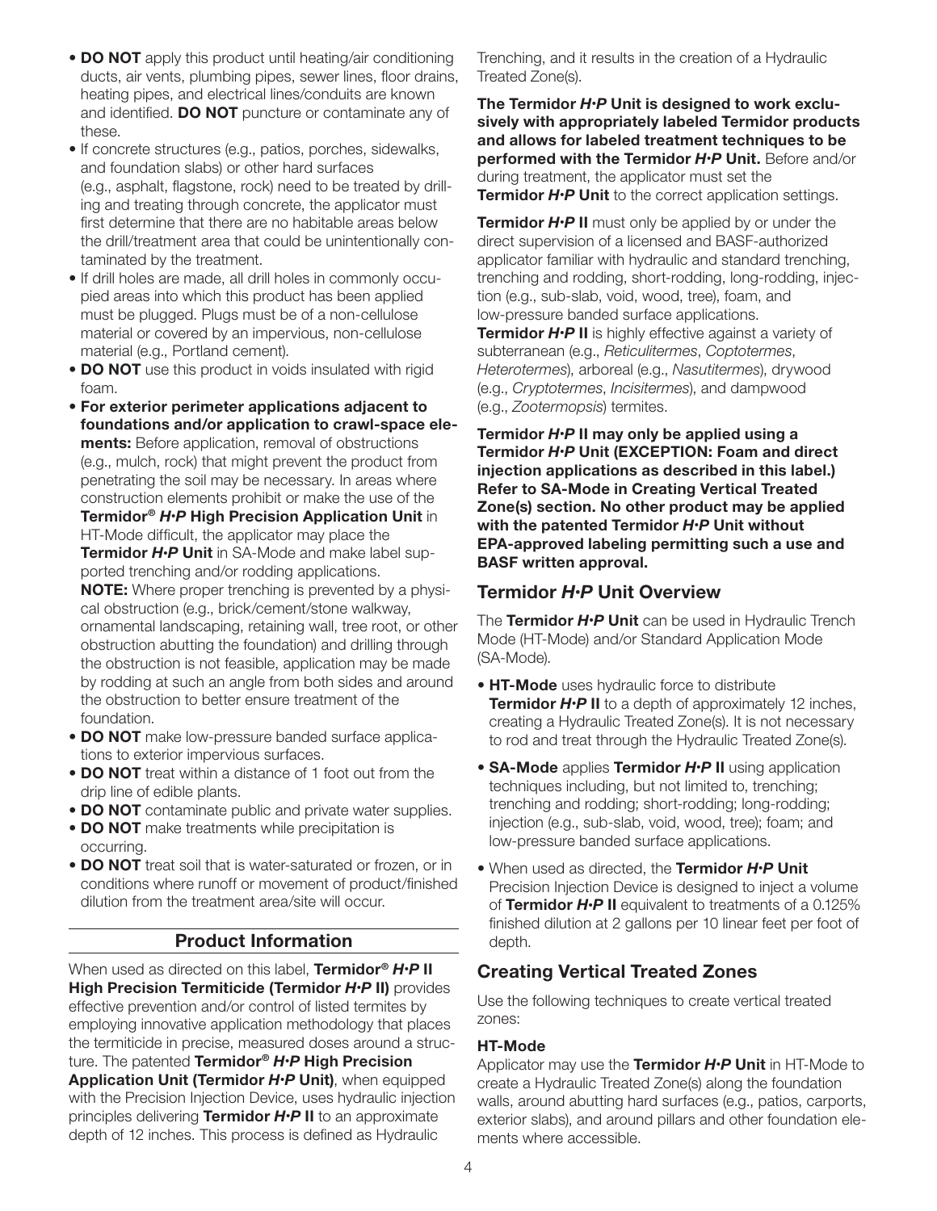- **DO NOT** apply this product until heating/air conditioning ducts, air vents, plumbing pipes, sewer lines, floor drains, heating pipes, and electrical lines/conduits are known and identified. **DO NOT** puncture or contaminate any of these.
- If concrete structures (e.g., patios, porches, sidewalks, and foundation slabs) or other hard surfaces (e.g., asphalt, flagstone, rock) need to be treated by drilling and treating through concrete, the applicator must first determine that there are no habitable areas below the drill/treatment area that could be unintentionally contaminated by the treatment.
- If drill holes are made, all drill holes in commonly occupied areas into which this product has been applied must be plugged. Plugs must be of a non-cellulose material or covered by an impervious, non-cellulose material (e.g., Portland cement).
- **DO NOT** use this product in voids insulated with rigid foam.
- **For exterior perimeter applications adjacent to foundations and/or application to crawl-space elements:** Before application, removal of obstructions (e.g., mulch, rock) that might prevent the product from penetrating the soil may be necessary. In areas where construction elements prohibit or make the use of the **Termidor® *H·P* High Precision Application Unit** in HT-Mode difficult, the applicator may place the **Termidor *H·P* Unit** in SA-Mode and make label supported trenching and/or rodding applications.
  **NOTE:** Where proper trenching is prevented by a physical obstruction (e.g., brick/cement/stone walkway, ornamental landscaping, retaining wall, tree root, or other obstruction abutting the foundation) and drilling through the obstruction is not feasible, application may be made by rodding at such an angle from both sides and around the obstruction to better ensure treatment of the foundation.
- **DO NOT** make low-pressure banded surface applications to exterior impervious surfaces.
- **DO NOT** treat within a distance of 1 foot out from the drip line of edible plants.
- **DO NOT** contaminate public and private water supplies.
- **DO NOT** make treatments while precipitation is occurring.
- **DO NOT** treat soil that is water-saturated or frozen, or in conditions where runoff or movement of product/finished dilution from the treatment area/site will occur.

## Product Information

When used as directed on this label, **Termidor® *H·P* II High Precision Termiticide (Termidor *H·P* II)** provides effective prevention and/or control of listed termites by employing innovative application methodology that places the termiticide in precise, measured doses around a structure. The patented **Termidor® *H·P* High Precision Application Unit (Termidor *H·P* Unit)**, when equipped with the Precision Injection Device, uses hydraulic injection principles delivering **Termidor *H·P* II** to an approximate depth of 12 inches. This process is defined as Hydraulic Trenching, and it results in the creation of a Hydraulic Treated Zone(s).

**The Termidor *H·P* Unit is designed to work exclusively with appropriately labeled Termidor products and allows for labeled treatment techniques to be performed with the Termidor *H·P* Unit.** Before and/or during treatment, the applicator must set the **Termidor *H·P* Unit** to the correct application settings.

**Termidor *H·P* II** must only be applied by or under the direct supervision of a licensed and BASF-authorized applicator familiar with hydraulic and standard trenching, trenching and rodding, short-rodding, long-rodding, injection (e.g., sub-slab, void, wood, tree), foam, and low-pressure banded surface applications.
**Termidor *H·P* II** is highly effective against a variety of subterranean (e.g., *Reticulitermes*, *Coptotermes*, *Heterotermes*), arboreal (e.g., *Nasutitermes*), drywood (e.g., *Cryptotermes*, *Incisitermes*), and dampwood (e.g., *Zootermopsis*) termites.

**Termidor *H·P* II may only be applied using a Termidor *H·P* Unit (EXCEPTION: Foam and direct injection applications as described in this label.) Refer to SA-Mode in Creating Vertical Treated Zone(s) section. No other product may be applied with the patented Termidor *H·P* Unit without EPA-approved labeling permitting such a use and BASF written approval.**

## Termidor *H·P* Unit Overview

The **Termidor *H·P* Unit** can be used in Hydraulic Trench Mode (HT-Mode) and/or Standard Application Mode (SA-Mode).

- **HT-Mode** uses hydraulic force to distribute **Termidor *H·P* II** to a depth of approximately 12 inches, creating a Hydraulic Treated Zone(s). It is not necessary to rod and treat through the Hydraulic Treated Zone(s).
- **SA-Mode** applies **Termidor *H·P* II** using application techniques including, but not limited to, trenching; trenching and rodding; short-rodding; long-rodding; injection (e.g., sub-slab, void, wood, tree); foam; and low-pressure banded surface applications.
- When used as directed, the **Termidor *H·P* Unit** Precision Injection Device is designed to inject a volume of **Termidor *H·P* II** equivalent to treatments of a 0.125% finished dilution at 2 gallons per 10 linear feet per foot of depth.

## Creating Vertical Treated Zones

Use the following techniques to create vertical treated zones:

### HT-Mode

Applicator may use the **Termidor *H·P* Unit** in HT-Mode to create a Hydraulic Treated Zone(s) along the foundation walls, around abutting hard surfaces (e.g., patios, carports, exterior slabs), and around pillars and other foundation elements where accessible.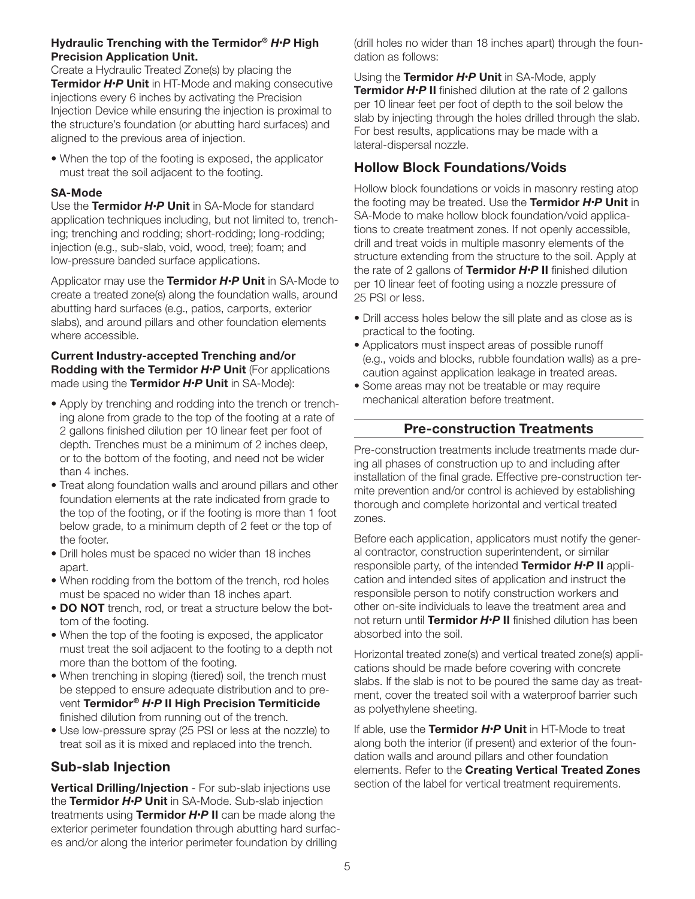**Hydraulic Trenching with the Termidor® *H·P* High Precision Application Unit.**

Create a Hydraulic Treated Zone(s) by placing the **Termidor *H·P* Unit** in HT-Mode and making consecutive injections every 6 inches by activating the Precision Injection Device while ensuring the injection is proximal to the structure's foundation (or abutting hard surfaces) and aligned to the previous area of injection.

- When the top of the footing is exposed, the applicator must treat the soil adjacent to the footing.

**SA-Mode**

Use the **Termidor *H·P* Unit** in SA-Mode for standard application techniques including, but not limited to, trenching; trenching and rodding; short-rodding; long-rodding; injection (e.g., sub-slab, void, wood, tree); foam; and low-pressure banded surface applications.

Applicator may use the **Termidor *H·P* Unit** in SA-Mode to create a treated zone(s) along the foundation walls, around abutting hard surfaces (e.g., patios, carports, exterior slabs), and around pillars and other foundation elements where accessible.

**Current Industry-accepted Trenching and/or Rodding with the Termidor *H·P* Unit** (For applications made using the **Termidor *H·P* Unit** in SA-Mode):

- Apply by trenching and rodding into the trench or trenching alone from grade to the top of the footing at a rate of 2 gallons finished dilution per 10 linear feet per foot of depth. Trenches must be a minimum of 2 inches deep, or to the bottom of the footing, and need not be wider than 4 inches.
- Treat along foundation walls and around pillars and other foundation elements at the rate indicated from grade to the top of the footing, or if the footing is more than 1 foot below grade, to a minimum depth of 2 feet or the top of the footer.
- Drill holes must be spaced no wider than 18 inches apart.
- When rodding from the bottom of the trench, rod holes must be spaced no wider than 18 inches apart.
- **DO NOT** trench, rod, or treat a structure below the bottom of the footing.
- When the top of the footing is exposed, the applicator must treat the soil adjacent to the footing to a depth not more than the bottom of the footing.
- When trenching in sloping (tiered) soil, the trench must be stepped to ensure adequate distribution and to prevent **Termidor® *H·P* II High Precision Termiticide** finished dilution from running out of the trench.
- Use low-pressure spray (25 PSI or less at the nozzle) to treat soil as it is mixed and replaced into the trench.

## Sub-slab Injection

**Vertical Drilling/Injection** - For sub-slab injections use the **Termidor *H·P* Unit** in SA-Mode. Sub-slab injection treatments using **Termidor *H·P* II** can be made along the exterior perimeter foundation through abutting hard surfaces and/or along the interior perimeter foundation by drilling (drill holes no wider than 18 inches apart) through the foundation as follows:

Using the **Termidor *H·P* Unit** in SA-Mode, apply **Termidor *H·P* II** finished dilution at the rate of 2 gallons per 10 linear feet per foot of depth to the soil below the slab by injecting through the holes drilled through the slab. For best results, applications may be made with a lateral-dispersal nozzle.

## Hollow Block Foundations/Voids

Hollow block foundations or voids in masonry resting atop the footing may be treated. Use the **Termidor *H·P* Unit** in SA-Mode to make hollow block foundation/void applications to create treatment zones. If not openly accessible, drill and treat voids in multiple masonry elements of the structure extending from the structure to the soil. Apply at the rate of 2 gallons of **Termidor *H·P* II** finished dilution per 10 linear feet of footing using a nozzle pressure of 25 PSI or less.

- Drill access holes below the sill plate and as close as is practical to the footing.
- Applicators must inspect areas of possible runoff (e.g., voids and blocks, rubble foundation walls) as a precaution against application leakage in treated areas.
- Some areas may not be treatable or may require mechanical alteration before treatment.

## Pre-construction Treatments

Pre-construction treatments include treatments made during all phases of construction up to and including after installation of the final grade. Effective pre-construction termite prevention and/or control is achieved by establishing thorough and complete horizontal and vertical treated zones.

Before each application, applicators must notify the general contractor, construction superintendent, or similar responsible party, of the intended **Termidor *H·P* II** application and intended sites of application and instruct the responsible person to notify construction workers and other on-site individuals to leave the treatment area and not return until **Termidor *H·P* II** finished dilution has been absorbed into the soil.

Horizontal treated zone(s) and vertical treated zone(s) applications should be made before covering with concrete slabs. If the slab is not to be poured the same day as treatment, cover the treated soil with a waterproof barrier such as polyethylene sheeting.

If able, use the **Termidor *H·P* Unit** in HT-Mode to treat along both the interior (if present) and exterior of the foundation walls and around pillars and other foundation elements. Refer to the **Creating Vertical Treated Zones** section of the label for vertical treatment requirements.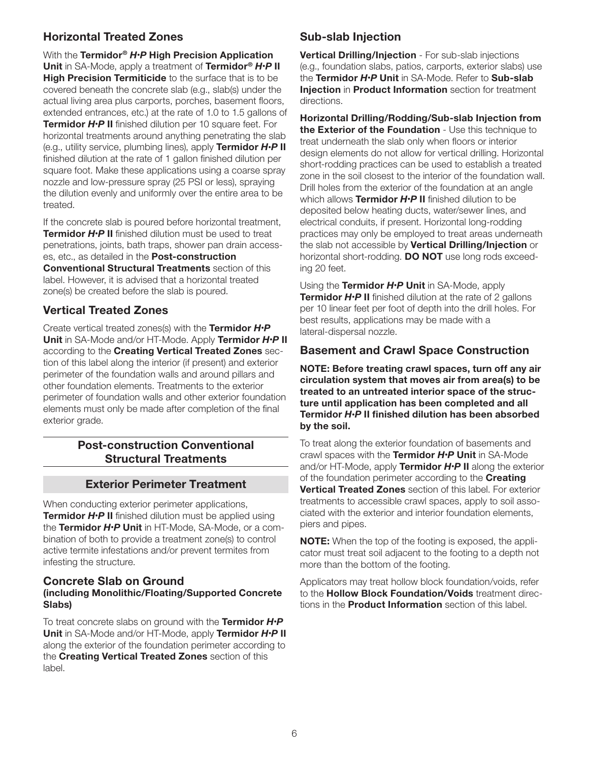## Horizontal Treated Zones

With the **Termidor® *H·P* High Precision Application Unit** in SA-Mode, apply a treatment of **Termidor® *H·P* II High Precision Termiticide** to the surface that is to be covered beneath the concrete slab (e.g., slab(s) under the actual living area plus carports, porches, basement floors, extended entrances, etc.) at the rate of 1.0 to 1.5 gallons of **Termidor *H·P* II** finished dilution per 10 square feet. For horizontal treatments around anything penetrating the slab (e.g., utility service, plumbing lines), apply **Termidor *H·P* II** finished dilution at the rate of 1 gallon finished dilution per square foot. Make these applications using a coarse spray nozzle and low-pressure spray (25 PSI or less), spraying the dilution evenly and uniformly over the entire area to be treated.

If the concrete slab is poured before horizontal treatment, **Termidor *H·P* II** finished dilution must be used to treat penetrations, joints, bath traps, shower pan drain accesses, etc., as detailed in the **Post-construction Conventional Structural Treatments** section of this label. However, it is advised that a horizontal treated zone(s) be created before the slab is poured.

## Vertical Treated Zones

Create vertical treated zones(s) with the **Termidor *H·P* Unit** in SA-Mode and/or HT-Mode. Apply **Termidor *H·P* II** according to the **Creating Vertical Treated Zones** section of this label along the interior (if present) and exterior perimeter of the foundation walls and around pillars and other foundation elements. Treatments to the exterior perimeter of foundation walls and other exterior foundation elements must only be made after completion of the final exterior grade.

# Post-construction Conventional Structural Treatments

## Exterior Perimeter Treatment

When conducting exterior perimeter applications, **Termidor *H·P* II** finished dilution must be applied using the **Termidor *H·P* Unit** in HT-Mode, SA-Mode, or a combination of both to provide a treatment zone(s) to control active termite infestations and/or prevent termites from infesting the structure.

### Concrete Slab on Ground
**(including Monolithic/Floating/Supported Concrete Slabs)**

To treat concrete slabs on ground with the **Termidor *H·P* Unit** in SA-Mode and/or HT-Mode, apply **Termidor *H·P* II** along the exterior of the foundation perimeter according to the **Creating Vertical Treated Zones** section of this label.

### Sub-slab Injection

**Vertical Drilling/Injection** - For sub-slab injections (e.g., foundation slabs, patios, carports, exterior slabs) use the **Termidor *H·P* Unit** in SA-Mode. Refer to **Sub-slab Injection** in **Product Information** section for treatment directions.

**Horizontal Drilling/Rodding/Sub-slab Injection from the Exterior of the Foundation** - Use this technique to treat underneath the slab only when floors or interior design elements do not allow for vertical drilling. Horizontal short-rodding practices can be used to establish a treated zone in the soil closest to the interior of the foundation wall. Drill holes from the exterior of the foundation at an angle which allows **Termidor *H·P* II** finished dilution to be deposited below heating ducts, water/sewer lines, and electrical conduits, if present. Horizontal long-rodding practices may only be employed to treat areas underneath the slab not accessible by **Vertical Drilling/Injection** or horizontal short-rodding. **DO NOT** use long rods exceeding 20 feet.

Using the **Termidor *H·P* Unit** in SA-Mode, apply **Termidor *H·P* II** finished dilution at the rate of 2 gallons per 10 linear feet per foot of depth into the drill holes. For best results, applications may be made with a lateral-dispersal nozzle.

### Basement and Crawl Space Construction

**NOTE: Before treating crawl spaces, turn off any air circulation system that moves air from area(s) to be treated to an untreated interior space of the structure until application has been completed and all Termidor *H·P* II finished dilution has been absorbed by the soil.**

To treat along the exterior foundation of basements and crawl spaces with the **Termidor *H·P* Unit** in SA-Mode and/or HT-Mode, apply **Termidor *H·P* II** along the exterior of the foundation perimeter according to the **Creating Vertical Treated Zones** section of this label. For exterior treatments to accessible crawl spaces, apply to soil associated with the exterior and interior foundation elements, piers and pipes.

**NOTE:** When the top of the footing is exposed, the applicator must treat soil adjacent to the footing to a depth not more than the bottom of the footing.

Applicators may treat hollow block foundation/voids, refer to the **Hollow Block Foundation/Voids** treatment directions in the **Product Information** section of this label.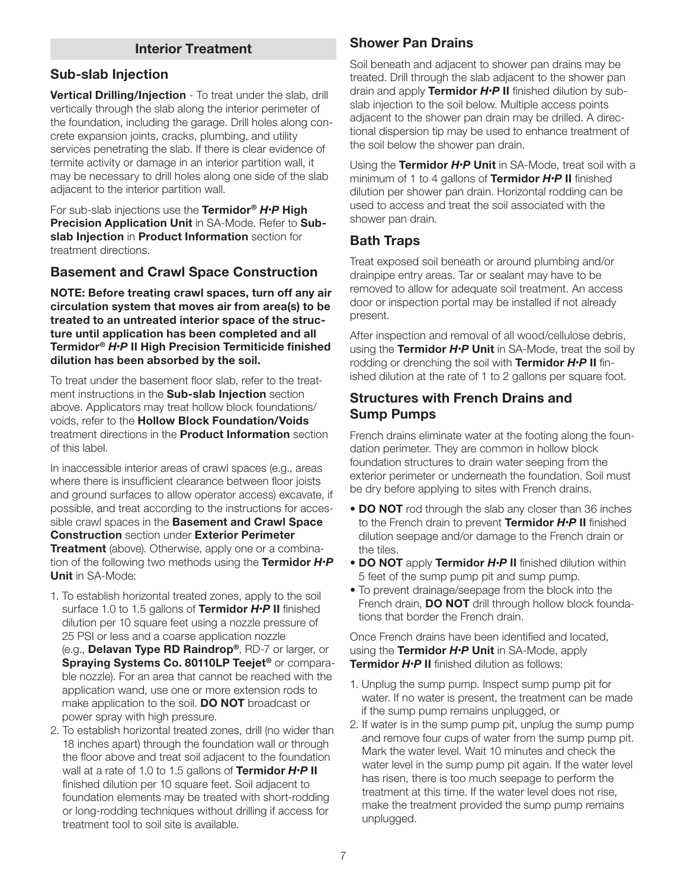## Interior Treatment

### Sub-slab Injection

**Vertical Drilling/Injection** - To treat under the slab, drill vertically through the slab along the interior perimeter of the foundation, including the garage. Drill holes along concrete expansion joints, cracks, plumbing, and utility services penetrating the slab. If there is clear evidence of termite activity or damage in an interior partition wall, it may be necessary to drill holes along one side of the slab adjacent to the interior partition wall.

For sub-slab injections use the **Termidor® *H·P* High Precision Application Unit** in SA-Mode. Refer to **Sub-slab Injection** in **Product Information** section for treatment directions.

### Basement and Crawl Space Construction

**NOTE: Before treating crawl spaces, turn off any air circulation system that moves air from area(s) to be treated to an untreated interior space of the structure until application has been completed and all Termidor® *H·P* II High Precision Termiticide finished dilution has been absorbed by the soil.**

To treat under the basement floor slab, refer to the treatment instructions in the **Sub-slab Injection** section above. Applicators may treat hollow block foundations/voids, refer to the **Hollow Block Foundation/Voids** treatment directions in the **Product Information** section of this label.

In inaccessible interior areas of crawl spaces (e.g., areas where there is insufficient clearance between floor joists and ground surfaces to allow operator access) excavate, if possible, and treat according to the instructions for accessible crawl spaces in the **Basement and Crawl Space Construction** section under **Exterior Perimeter Treatment** (above). Otherwise, apply one or a combination of the following two methods using the **Termidor *H·P* Unit** in SA-Mode:

1. To establish horizontal treated zones, apply to the soil surface 1.0 to 1.5 gallons of **Termidor *H·P* II** finished dilution per 10 square feet using a nozzle pressure of 25 PSI or less and a coarse application nozzle (e.g., **Delavan Type RD Raindrop®**, RD-7 or larger, or **Spraying Systems Co. 80110LP Teejet®** or comparable nozzle). For an area that cannot be reached with the application wand, use one or more extension rods to make application to the soil. **DO NOT** broadcast or power spray with high pressure.
2. To establish horizontal treated zones, drill (no wider than 18 inches apart) through the foundation wall or through the floor above and treat soil adjacent to the foundation wall at a rate of 1.0 to 1.5 gallons of **Termidor *H·P* II** finished dilution per 10 square feet. Soil adjacent to foundation elements may be treated with short-rodding or long-rodding techniques without drilling if access for treatment tool to soil site is available.

### Shower Pan Drains

Soil beneath and adjacent to shower pan drains may be treated. Drill through the slab adjacent to the shower pan drain and apply **Termidor *H·P* II** finished dilution by sub-slab injection to the soil below. Multiple access points adjacent to the shower pan drain may be drilled. A directional dispersion tip may be used to enhance treatment of the soil below the shower pan drain.

Using the **Termidor *H·P* Unit** in SA-Mode, treat soil with a minimum of 1 to 4 gallons of **Termidor *H·P* II** finished dilution per shower pan drain. Horizontal rodding can be used to access and treat the soil associated with the shower pan drain.

### Bath Traps

Treat exposed soil beneath or around plumbing and/or drainpipe entry areas. Tar or sealant may have to be removed to allow for adequate soil treatment. An access door or inspection portal may be installed if not already present.

After inspection and removal of all wood/cellulose debris, using the **Termidor *H·P* Unit** in SA-Mode, treat the soil by rodding or drenching the soil with **Termidor *H·P* II** finished dilution at the rate of 1 to 2 gallons per square foot.

### Structures with French Drains and Sump Pumps

French drains eliminate water at the footing along the foundation perimeter. They are common in hollow block foundation structures to drain water seeping from the exterior perimeter or underneath the foundation. Soil must be dry before applying to sites with French drains.

- **DO NOT** rod through the slab any closer than 36 inches to the French drain to prevent **Termidor *H·P* II** finished dilution seepage and/or damage to the French drain or the tiles.
- **DO NOT** apply **Termidor *H·P* II** finished dilution within 5 feet of the sump pump pit and sump pump.
- To prevent drainage/seepage from the block into the French drain, **DO NOT** drill through hollow block foundations that border the French drain.

Once French drains have been identified and located, using the **Termidor *H·P* Unit** in SA-Mode, apply **Termidor *H·P* II** finished dilution as follows:

1. Unplug the sump pump. Inspect sump pump pit for water. If no water is present, the treatment can be made if the sump pump remains unplugged, or
2. If water is in the sump pump pit, unplug the sump pump and remove four cups of water from the sump pump pit. Mark the water level. Wait 10 minutes and check the water level in the sump pump pit again. If the water level has risen, there is too much seepage to perform the treatment at this time. If the water level does not rise, make the treatment provided the sump pump remains unplugged.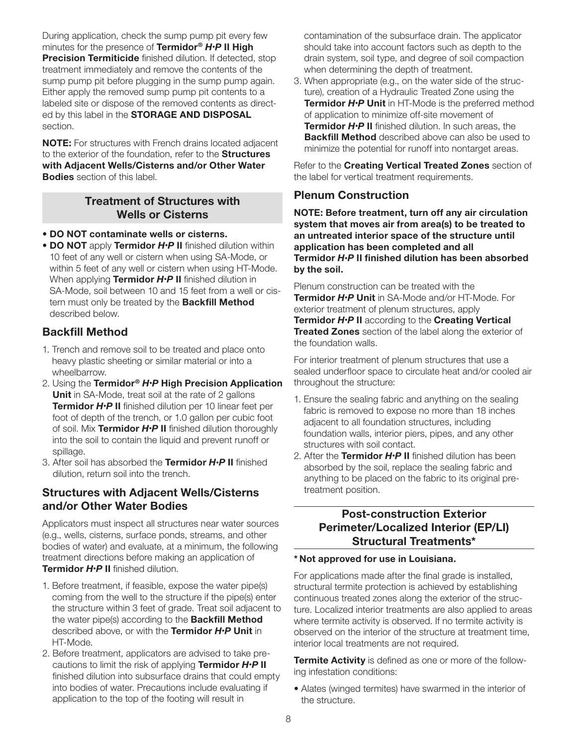During application, check the sump pump pit every few minutes for the presence of **Termidor® *H·P* II High Precision Termiticide** finished dilution. If detected, stop treatment immediately and remove the contents of the sump pump pit before plugging in the sump pump again. Either apply the removed sump pump pit contents to a labeled site or dispose of the removed contents as directed by this label in the **STORAGE AND DISPOSAL** section.

**NOTE:** For structures with French drains located adjacent to the exterior of the foundation, refer to the **Structures with Adjacent Wells/Cisterns and/or Other Water Bodies** section of this label.

## Treatment of Structures with Wells or Cisterns

- **DO NOT contaminate wells or cisterns.**
- **DO NOT** apply **Termidor *H·P* II** finished dilution within 10 feet of any well or cistern when using SA-Mode, or within 5 feet of any well or cistern when using HT-Mode. When applying **Termidor *H·P* II** finished dilution in SA-Mode, soil between 10 and 15 feet from a well or cistern must only be treated by the **Backfill Method** described below.

### Backfill Method

1. Trench and remove soil to be treated and place onto heavy plastic sheeting or similar material or into a wheelbarrow.
2. Using the **Termidor® *H·P* High Precision Application Unit** in SA-Mode, treat soil at the rate of 2 gallons **Termidor *H·P* II** finished dilution per 10 linear feet per foot of depth of the trench, or 1.0 gallon per cubic foot of soil. Mix **Termidor *H·P* II** finished dilution thoroughly into the soil to contain the liquid and prevent runoff or spillage.
3. After soil has absorbed the **Termidor *H·P* II** finished dilution, return soil into the trench.

### Structures with Adjacent Wells/Cisterns and/or Other Water Bodies

Applicators must inspect all structures near water sources (e.g., wells, cisterns, surface ponds, streams, and other bodies of water) and evaluate, at a minimum, the following treatment directions before making an application of **Termidor *H·P* II** finished dilution.

1. Before treatment, if feasible, expose the water pipe(s) coming from the well to the structure if the pipe(s) enter the structure within 3 feet of grade. Treat soil adjacent to the water pipe(s) according to the **Backfill Method** described above, or with the **Termidor *H·P* Unit** in HT-Mode.
2. Before treatment, applicators are advised to take precautions to limit the risk of applying **Termidor *H·P* II** finished dilution into subsurface drains that could empty into bodies of water. Precautions include evaluating if application to the top of the footing will result in contamination of the subsurface drain. The applicator should take into account factors such as depth to the drain system, soil type, and degree of soil compaction when determining the depth of treatment.
3. When appropriate (e.g., on the water side of the structure), creation of a Hydraulic Treated Zone using the **Termidor *H·P* Unit** in HT-Mode is the preferred method of application to minimize off-site movement of **Termidor *H·P* II** finished dilution. In such areas, the **Backfill Method** described above can also be used to minimize the potential for runoff into nontarget areas.

Refer to the **Creating Vertical Treated Zones** section of the label for vertical treatment requirements.

### Plenum Construction

**NOTE: Before treatment, turn off any air circulation system that moves air from area(s) to be treated to an untreated interior space of the structure until application has been completed and all Termidor *H·P* II finished dilution has been absorbed by the soil.**

Plenum construction can be treated with the **Termidor *H·P* Unit** in SA-Mode and/or HT-Mode. For exterior treatment of plenum structures, apply **Termidor *H·P* II** according to the **Creating Vertical Treated Zones** section of the label along the exterior of the foundation walls.

For interior treatment of plenum structures that use a sealed underfloor space to circulate heat and/or cooled air throughout the structure:

1. Ensure the sealing fabric and anything on the sealing fabric is removed to expose no more than 18 inches adjacent to all foundation structures, including foundation walls, interior piers, pipes, and any other structures with soil contact.
2. After the **Termidor *H·P* II** finished dilution has been absorbed by the soil, replace the sealing fabric and anything to be placed on the fabric to its original pre-treatment position.

## Post-construction Exterior Perimeter/Localized Interior (EP/LI) Structural Treatments*

**\* Not approved for use in Louisiana.**

For applications made after the final grade is installed, structural termite protection is achieved by establishing continuous treated zones along the exterior of the structure. Localized interior treatments are also applied to areas where termite activity is observed. If no termite activity is observed on the interior of the structure at treatment time, interior local treatments are not required.

**Termite Activity** is defined as one or more of the following infestation conditions:

- Alates (winged termites) have swarmed in the interior of the structure.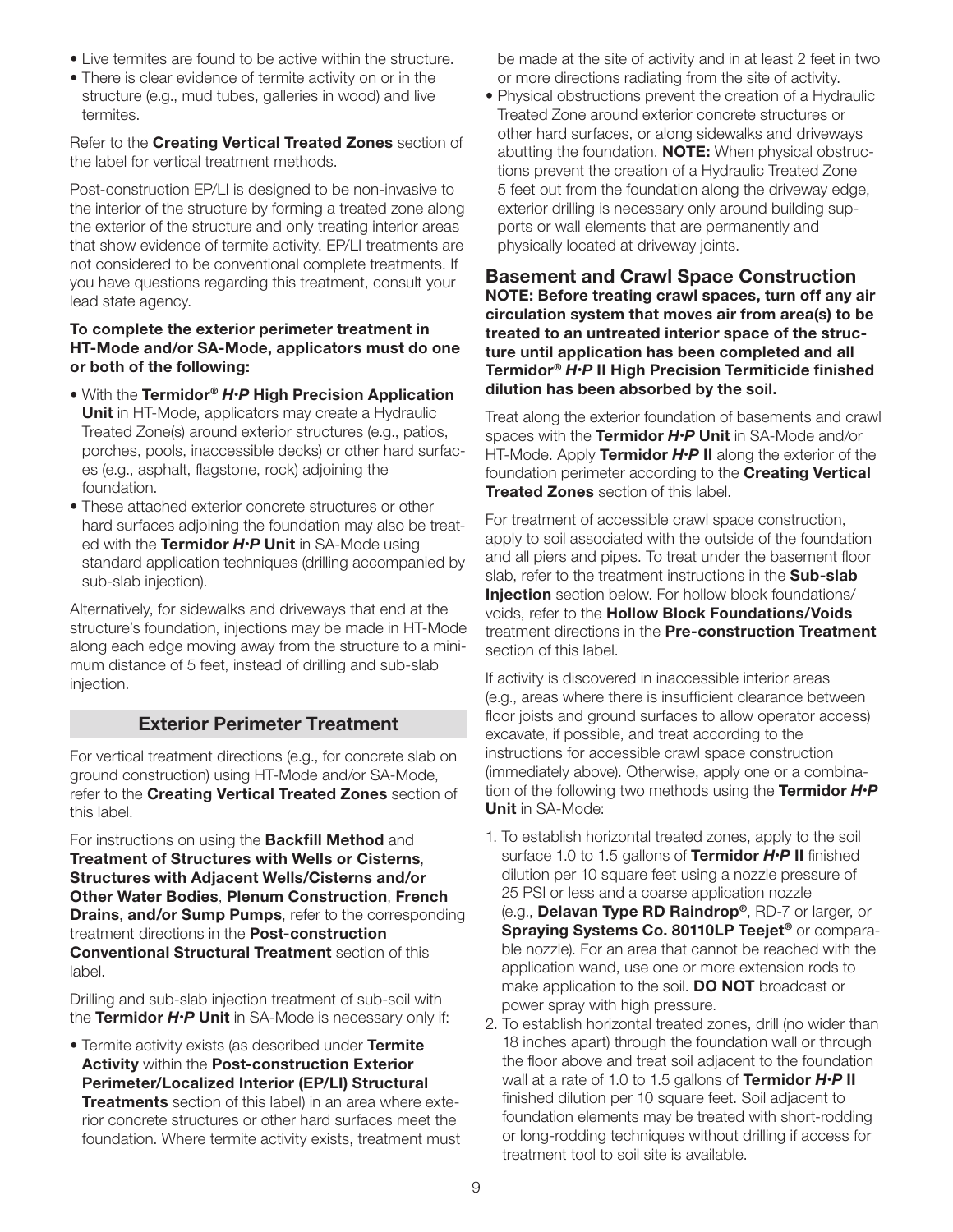- Live termites are found to be active within the structure.
- There is clear evidence of termite activity on or in the structure (e.g., mud tubes, galleries in wood) and live termites.

Refer to the **Creating Vertical Treated Zones** section of the label for vertical treatment methods.

Post-construction EP/LI is designed to be non-invasive to the interior of the structure by forming a treated zone along the exterior of the structure and only treating interior areas that show evidence of termite activity. EP/LI treatments are not considered to be conventional complete treatments. If you have questions regarding this treatment, consult your lead state agency.

**To complete the exterior perimeter treatment in HT-Mode and/or SA-Mode, applicators must do one or both of the following:**

- With the **Termidor® *H·P* High Precision Application Unit** in HT-Mode, applicators may create a Hydraulic Treated Zone(s) around exterior structures (e.g., patios, porches, pools, inaccessible decks) or other hard surfaces (e.g., asphalt, flagstone, rock) adjoining the foundation.
- These attached exterior concrete structures or other hard surfaces adjoining the foundation may also be treated with the **Termidor *H·P* Unit** in SA-Mode using standard application techniques (drilling accompanied by sub-slab injection).

Alternatively, for sidewalks and driveways that end at the structure's foundation, injections may be made in HT-Mode along each edge moving away from the structure to a minimum distance of 5 feet, instead of drilling and sub-slab injection.

## Exterior Perimeter Treatment

For vertical treatment directions (e.g., for concrete slab on ground construction) using HT-Mode and/or SA-Mode, refer to the **Creating Vertical Treated Zones** section of this label.

For instructions on using the **Backfill Method** and **Treatment of Structures with Wells or Cisterns**, **Structures with Adjacent Wells/Cisterns and/or Other Water Bodies**, **Plenum Construction**, **French Drains**, **and/or Sump Pumps**, refer to the corresponding treatment directions in the **Post-construction Conventional Structural Treatment** section of this label.

Drilling and sub-slab injection treatment of sub-soil with the **Termidor *H·P* Unit** in SA-Mode is necessary only if:

- Termite activity exists (as described under **Termite Activity** within the **Post-construction Exterior Perimeter/Localized Interior (EP/LI) Structural Treatments** section of this label) in an area where exterior concrete structures or other hard surfaces meet the foundation. Where termite activity exists, treatment must be made at the site of activity and in at least 2 feet in two or more directions radiating from the site of activity.
- Physical obstructions prevent the creation of a Hydraulic Treated Zone around exterior concrete structures or other hard surfaces, or along sidewalks and driveways abutting the foundation. **NOTE:** When physical obstructions prevent the creation of a Hydraulic Treated Zone 5 feet out from the foundation along the driveway edge, exterior drilling is necessary only around building supports or wall elements that are permanently and physically located at driveway joints.

## Basement and Crawl Space Construction

**NOTE: Before treating crawl spaces, turn off any air circulation system that moves air from area(s) to be treated to an untreated interior space of the structure until application has been completed and all Termidor® *H·P* II High Precision Termiticide finished dilution has been absorbed by the soil.**

Treat along the exterior foundation of basements and crawl spaces with the **Termidor *H·P* Unit** in SA-Mode and/or HT-Mode. Apply **Termidor *H·P* II** along the exterior of the foundation perimeter according to the **Creating Vertical Treated Zones** section of this label.

For treatment of accessible crawl space construction, apply to soil associated with the outside of the foundation and all piers and pipes. To treat under the basement floor slab, refer to the treatment instructions in the **Sub-slab Injection** section below. For hollow block foundations/voids, refer to the **Hollow Block Foundations/Voids** treatment directions in the **Pre-construction Treatment** section of this label.

If activity is discovered in inaccessible interior areas (e.g., areas where there is insufficient clearance between floor joists and ground surfaces to allow operator access) excavate, if possible, and treat according to the instructions for accessible crawl space construction (immediately above). Otherwise, apply one or a combination of the following two methods using the **Termidor *H·P* Unit** in SA-Mode:

1. To establish horizontal treated zones, apply to the soil surface 1.0 to 1.5 gallons of **Termidor *H·P* II** finished dilution per 10 square feet using a nozzle pressure of 25 PSI or less and a coarse application nozzle (e.g., **Delavan Type RD Raindrop®**, RD-7 or larger, or **Spraying Systems Co. 80110LP Teejet®** or comparable nozzle). For an area that cannot be reached with the application wand, use one or more extension rods to make application to the soil. **DO NOT** broadcast or power spray with high pressure.
2. To establish horizontal treated zones, drill (no wider than 18 inches apart) through the foundation wall or through the floor above and treat soil adjacent to the foundation wall at a rate of 1.0 to 1.5 gallons of **Termidor *H·P* II** finished dilution per 10 square feet. Soil adjacent to foundation elements may be treated with short-rodding or long-rodding techniques without drilling if access for treatment tool to soil site is available.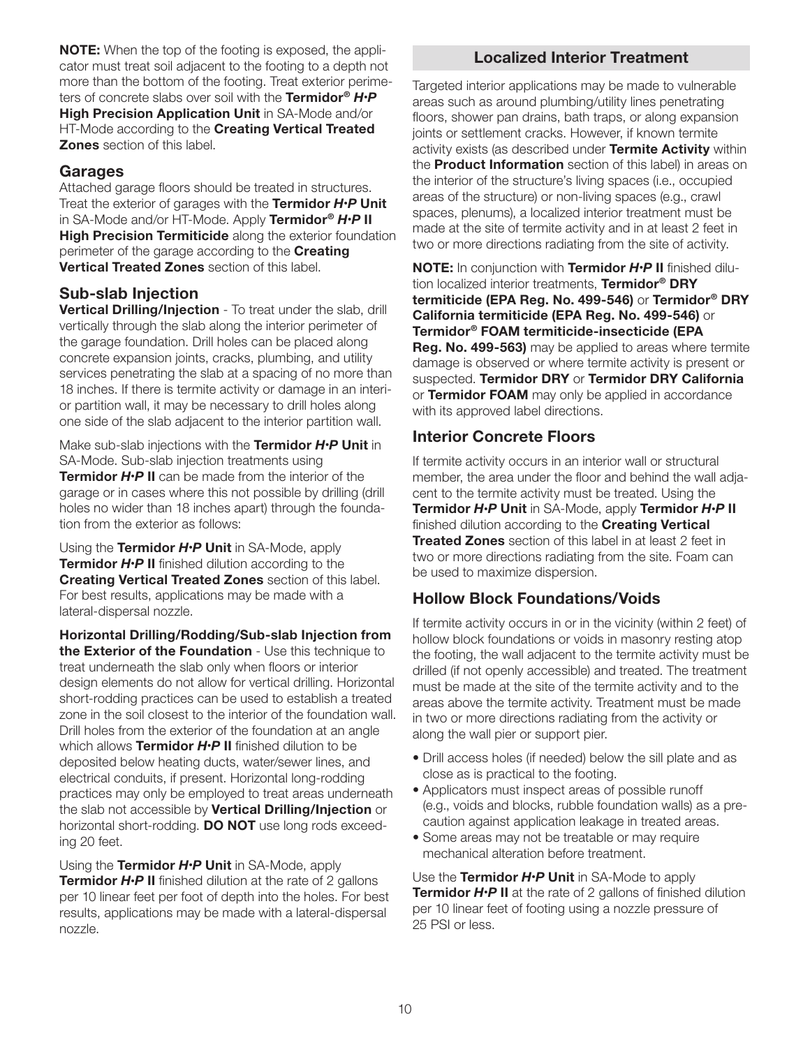**NOTE:** When the top of the footing is exposed, the applicator must treat soil adjacent to the footing to a depth not more than the bottom of the footing. Treat exterior perimeters of concrete slabs over soil with the **Termidor® *H·P* High Precision Application Unit** in SA-Mode and/or HT-Mode according to the **Creating Vertical Treated Zones** section of this label.

## Garages

Attached garage floors should be treated in structures. Treat the exterior of garages with the **Termidor *H·P* Unit** in SA-Mode and/or HT-Mode. Apply **Termidor® *H·P* II High Precision Termiticide** along the exterior foundation perimeter of the garage according to the **Creating Vertical Treated Zones** section of this label.

## Sub-slab Injection

**Vertical Drilling/Injection** - To treat under the slab, drill vertically through the slab along the interior perimeter of the garage foundation. Drill holes can be placed along concrete expansion joints, cracks, plumbing, and utility services penetrating the slab at a spacing of no more than 18 inches. If there is termite activity or damage in an interior partition wall, it may be necessary to drill holes along one side of the slab adjacent to the interior partition wall.

Make sub-slab injections with the **Termidor *H·P* Unit** in SA-Mode. Sub-slab injection treatments using **Termidor *H·P* II** can be made from the interior of the garage or in cases where this not possible by drilling (drill holes no wider than 18 inches apart) through the foundation from the exterior as follows:

Using the **Termidor *H·P* Unit** in SA-Mode, apply **Termidor *H·P* II** finished dilution according to the **Creating Vertical Treated Zones** section of this label. For best results, applications may be made with a lateral-dispersal nozzle.

**Horizontal Drilling/Rodding/Sub-slab Injection from the Exterior of the Foundation** - Use this technique to treat underneath the slab only when floors or interior design elements do not allow for vertical drilling. Horizontal short-rodding practices can be used to establish a treated zone in the soil closest to the interior of the foundation wall. Drill holes from the exterior of the foundation at an angle which allows **Termidor *H·P* II** finished dilution to be deposited below heating ducts, water/sewer lines, and electrical conduits, if present. Horizontal long-rodding practices may only be employed to treat areas underneath the slab not accessible by **Vertical Drilling/Injection** or horizontal short-rodding. **DO NOT** use long rods exceeding 20 feet.

Using the **Termidor *H·P* Unit** in SA-Mode, apply **Termidor *H·P* II** finished dilution at the rate of 2 gallons per 10 linear feet per foot of depth into the holes. For best results, applications may be made with a lateral-dispersal nozzle.

## Localized Interior Treatment

Targeted interior applications may be made to vulnerable areas such as around plumbing/utility lines penetrating floors, shower pan drains, bath traps, or along expansion joints or settlement cracks. However, if known termite activity exists (as described under **Termite Activity** within the **Product Information** section of this label) in areas on the interior of the structure's living spaces (i.e., occupied areas of the structure) or non-living spaces (e.g., crawl spaces, plenums), a localized interior treatment must be made at the site of termite activity and in at least 2 feet in two or more directions radiating from the site of activity.

**NOTE:** In conjunction with **Termidor *H·P* II** finished dilution localized interior treatments, **Termidor® DRY termiticide (EPA Reg. No. 499-546)** or **Termidor® DRY California termiticide (EPA Reg. No. 499-546)** or **Termidor® FOAM termiticide-insecticide (EPA Reg. No. 499-563)** may be applied to areas where termite damage is observed or where termite activity is present or suspected. **Termidor DRY** or **Termidor DRY California** or **Termidor FOAM** may only be applied in accordance with its approved label directions.

## Interior Concrete Floors

If termite activity occurs in an interior wall or structural member, the area under the floor and behind the wall adjacent to the termite activity must be treated. Using the **Termidor *H·P* Unit** in SA-Mode, apply **Termidor *H·P* II** finished dilution according to the **Creating Vertical Treated Zones** section of this label in at least 2 feet in two or more directions radiating from the site. Foam can be used to maximize dispersion.

## Hollow Block Foundations/Voids

If termite activity occurs in or in the vicinity (within 2 feet) of hollow block foundations or voids in masonry resting atop the footing, the wall adjacent to the termite activity must be drilled (if not openly accessible) and treated. The treatment must be made at the site of the termite activity and to the areas above the termite activity. Treatment must be made in two or more directions radiating from the activity or along the wall pier or support pier.

- Drill access holes (if needed) below the sill plate and as close as is practical to the footing.
- Applicators must inspect areas of possible runoff (e.g., voids and blocks, rubble foundation walls) as a precaution against application leakage in treated areas.
- Some areas may not be treatable or may require mechanical alteration before treatment.

Use the **Termidor *H·P* Unit** in SA-Mode to apply **Termidor *H·P* II** at the rate of 2 gallons of finished dilution per 10 linear feet of footing using a nozzle pressure of 25 PSI or less.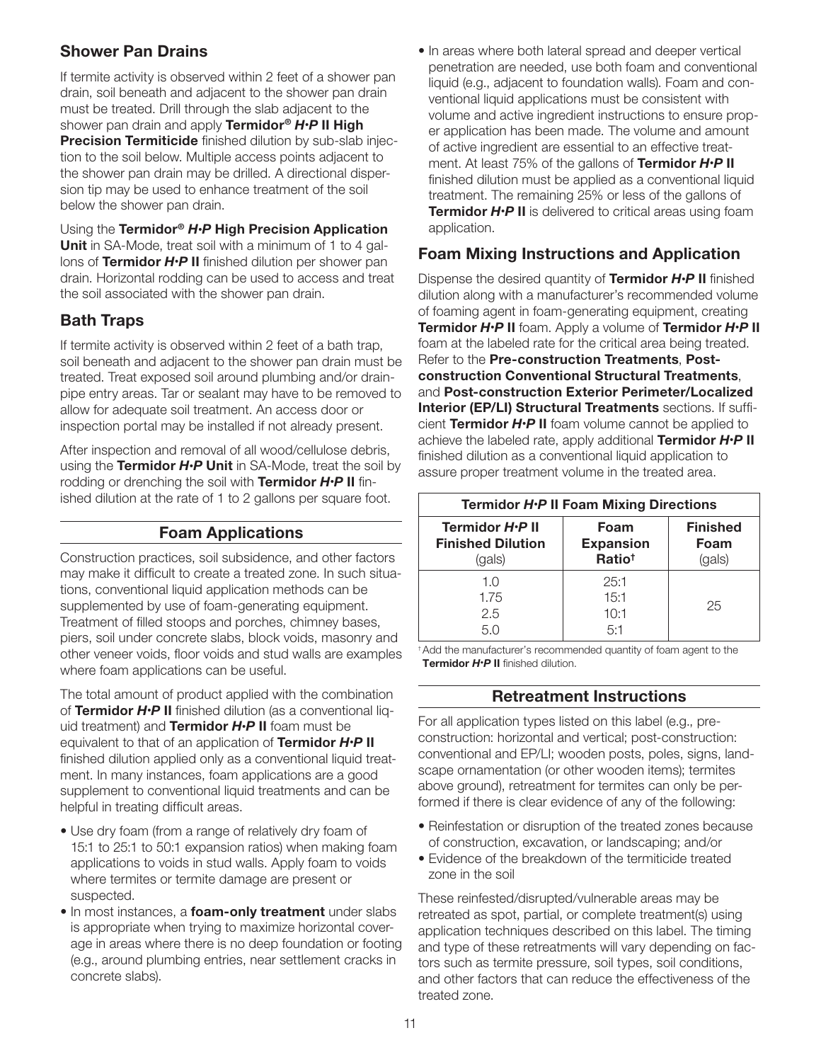## Shower Pan Drains

If termite activity is observed within 2 feet of a shower pan drain, soil beneath and adjacent to the shower pan drain must be treated. Drill through the slab adjacent to the shower pan drain and apply **Termidor® *H·P* II High Precision Termiticide** finished dilution by sub-slab injection to the soil below. Multiple access points adjacent to the shower pan drain may be drilled. A directional dispersion tip may be used to enhance treatment of the soil below the shower pan drain.

Using the **Termidor® *H·P* High Precision Application Unit** in SA-Mode, treat soil with a minimum of 1 to 4 gallons of **Termidor *H·P* II** finished dilution per shower pan drain. Horizontal rodding can be used to access and treat the soil associated with the shower pan drain.

## Bath Traps

If termite activity is observed within 2 feet of a bath trap, soil beneath and adjacent to the shower pan drain must be treated. Treat exposed soil around plumbing and/or drainpipe entry areas. Tar or sealant may have to be removed to allow for adequate soil treatment. An access door or inspection portal may be installed if not already present.

After inspection and removal of all wood/cellulose debris, using the **Termidor *H·P* Unit** in SA-Mode, treat the soil by rodding or drenching the soil with **Termidor *H·P* II** finished dilution at the rate of 1 to 2 gallons per square foot.

## Foam Applications

Construction practices, soil subsidence, and other factors may make it difficult to create a treated zone. In such situations, conventional liquid application methods can be supplemented by use of foam-generating equipment. Treatment of filled stoops and porches, chimney bases, piers, soil under concrete slabs, block voids, masonry and other veneer voids, floor voids and stud walls are examples where foam applications can be useful.

The total amount of product applied with the combination of **Termidor *H·P* II** finished dilution (as a conventional liquid treatment) and **Termidor *H·P* II** foam must be equivalent to that of an application of **Termidor *H·P* II** finished dilution applied only as a conventional liquid treatment. In many instances, foam applications are a good supplement to conventional liquid treatments and can be helpful in treating difficult areas.

- Use dry foam (from a range of relatively dry foam of 15:1 to 25:1 to 50:1 expansion ratios) when making foam applications to voids in stud walls. Apply foam to voids where termites or termite damage are present or suspected.
- In most instances, a **foam-only treatment** under slabs is appropriate when trying to maximize horizontal coverage in areas where there is no deep foundation or footing (e.g., around plumbing entries, near settlement cracks in concrete slabs).
- In areas where both lateral spread and deeper vertical penetration are needed, use both foam and conventional liquid (e.g., adjacent to foundation walls). Foam and conventional liquid applications must be consistent with volume and active ingredient instructions to ensure proper application has been made. The volume and amount of active ingredient are essential to an effective treatment. At least 75% of the gallons of **Termidor *H·P* II** finished dilution must be applied as a conventional liquid treatment. The remaining 25% or less of the gallons of **Termidor *H·P* II** is delivered to critical areas using foam application.

## Foam Mixing Instructions and Application

Dispense the desired quantity of **Termidor *H·P* II** finished dilution along with a manufacturer's recommended volume of foaming agent in foam-generating equipment, creating **Termidor *H·P* II** foam. Apply a volume of **Termidor *H·P* II** foam at the labeled rate for the critical area being treated. Refer to the **Pre-construction Treatments**, **Post-construction Conventional Structural Treatments**, and **Post-construction Exterior Perimeter/Localized Interior (EP/LI) Structural Treatments** sections. If sufficient **Termidor *H·P* II** foam volume cannot be applied to achieve the labeled rate, apply additional **Termidor *H·P* II** finished dilution as a conventional liquid application to assure proper treatment volume in the treated area.

**Termidor *H·P* II Foam Mixing Directions**

| Termidor *H·P* II Finished Dilution (gals) | Foam Expansion Ratio† | Finished Foam (gals) |
|---|---|---|
| 1.0 | 25:1 | 25 |
| 1.75 | 15:1 | 25 |
| 2.5 | 10:1 | 25 |
| 5.0 | 5:1 | 25 |

† Add the manufacturer's recommended quantity of foam agent to the **Termidor *H·P* II** finished dilution.

## Retreatment Instructions

For all application types listed on this label (e.g., pre-construction: horizontal and vertical; post-construction: conventional and EP/LI; wooden posts, poles, signs, landscape ornamentation (or other wooden items); termites above ground), retreatment for termites can only be performed if there is clear evidence of any of the following:

- Reinfestation or disruption of the treated zones because of construction, excavation, or landscaping; and/or
- Evidence of the breakdown of the termiticide treated zone in the soil

These reinfested/disrupted/vulnerable areas may be retreated as spot, partial, or complete treatment(s) using application techniques described on this label. The timing and type of these retreatments will vary depending on factors such as termite pressure, soil types, soil conditions, and other factors that can reduce the effectiveness of the treated zone.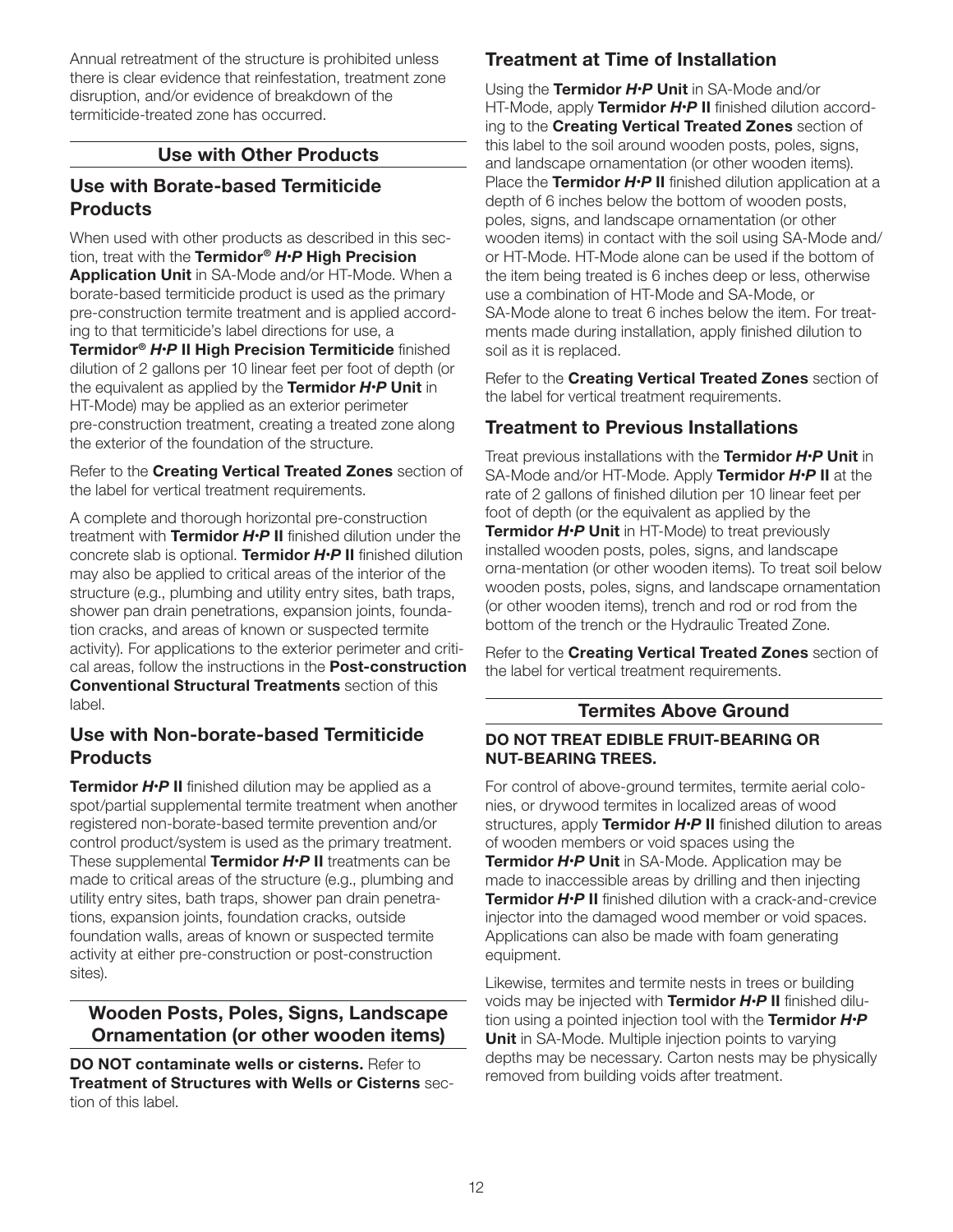Annual retreatment of the structure is prohibited unless there is clear evidence that reinfestation, treatment zone disruption, and/or evidence of breakdown of the termiticide-treated zone has occurred.

## Use with Other Products

### Use with Borate-based Termiticide Products

When used with other products as described in this section, treat with the **Termidor® *H·P* High Precision Application Unit** in SA-Mode and/or HT-Mode. When a borate-based termiticide product is used as the primary pre-construction termite treatment and is applied according to that termiticide's label directions for use, a **Termidor® *H·P* II High Precision Termiticide** finished dilution of 2 gallons per 10 linear feet per foot of depth (or the equivalent as applied by the **Termidor *H·P* Unit** in HT-Mode) may be applied as an exterior perimeter pre-construction treatment, creating a treated zone along the exterior of the foundation of the structure.

Refer to the **Creating Vertical Treated Zones** section of the label for vertical treatment requirements.

A complete and thorough horizontal pre-construction treatment with **Termidor *H·P* II** finished dilution under the concrete slab is optional. **Termidor *H·P* II** finished dilution may also be applied to critical areas of the interior of the structure (e.g., plumbing and utility entry sites, bath traps, shower pan drain penetrations, expansion joints, foundation cracks, and areas of known or suspected termite activity). For applications to the exterior perimeter and critical areas, follow the instructions in the **Post-construction Conventional Structural Treatments** section of this label.

### Use with Non-borate-based Termiticide Products

**Termidor *H·P* II** finished dilution may be applied as a spot/partial supplemental termite treatment when another registered non-borate-based termite prevention and/or control product/system is used as the primary treatment. These supplemental **Termidor *H·P* II** treatments can be made to critical areas of the structure (e.g., plumbing and utility entry sites, bath traps, shower pan drain penetrations, expansion joints, foundation cracks, outside foundation walls, areas of known or suspected termite activity at either pre-construction or post-construction sites).

## Wooden Posts, Poles, Signs, Landscape Ornamentation (or other wooden items)

**DO NOT contaminate wells or cisterns.** Refer to **Treatment of Structures with Wells or Cisterns** section of this label.

### Treatment at Time of Installation

Using the **Termidor *H·P* Unit** in SA-Mode and/or HT-Mode, apply **Termidor *H·P* II** finished dilution according to the **Creating Vertical Treated Zones** section of this label to the soil around wooden posts, poles, signs, and landscape ornamentation (or other wooden items). Place the **Termidor *H·P* II** finished dilution application at a depth of 6 inches below the bottom of wooden posts, poles, signs, and landscape ornamentation (or other wooden items) in contact with the soil using SA-Mode and/or HT-Mode. HT-Mode alone can be used if the bottom of the item being treated is 6 inches deep or less, otherwise use a combination of HT-Mode and SA-Mode, or SA-Mode alone to treat 6 inches below the item. For treatments made during installation, apply finished dilution to soil as it is replaced.

Refer to the **Creating Vertical Treated Zones** section of the label for vertical treatment requirements.

### Treatment to Previous Installations

Treat previous installations with the **Termidor *H·P* Unit** in SA-Mode and/or HT-Mode. Apply **Termidor *H·P* II** at the rate of 2 gallons of finished dilution per 10 linear feet per foot of depth (or the equivalent as applied by the **Termidor *H·P* Unit** in HT-Mode) to treat previously installed wooden posts, poles, signs, and landscape orna-mentation (or other wooden items). To treat soil below wooden posts, poles, signs, and landscape ornamentation (or other wooden items), trench and rod or rod from the bottom of the trench or the Hydraulic Treated Zone.

Refer to the **Creating Vertical Treated Zones** section of the label for vertical treatment requirements.

## Termites Above Ground

**DO NOT TREAT EDIBLE FRUIT-BEARING OR NUT-BEARING TREES.**

For control of above-ground termites, termite aerial colonies, or drywood termites in localized areas of wood structures, apply **Termidor *H·P* II** finished dilution to areas of wooden members or void spaces using the **Termidor *H·P* Unit** in SA-Mode. Application may be made to inaccessible areas by drilling and then injecting **Termidor *H·P* II** finished dilution with a crack-and-crevice injector into the damaged wood member or void spaces. Applications can also be made with foam generating equipment.

Likewise, termites and termite nests in trees or building voids may be injected with **Termidor *H·P* II** finished dilution using a pointed injection tool with the **Termidor *H·P* Unit** in SA-Mode. Multiple injection points to varying depths may be necessary. Carton nests may be physically removed from building voids after treatment.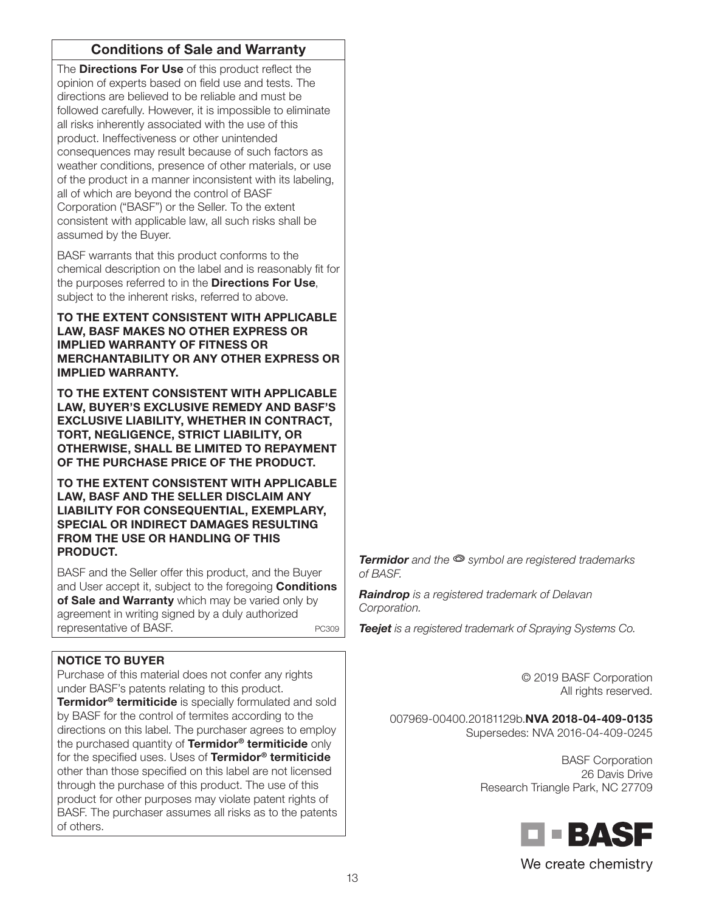## Conditions of Sale and Warranty

The **Directions For Use** of this product reflect the opinion of experts based on field use and tests. The directions are believed to be reliable and must be followed carefully. However, it is impossible to eliminate all risks inherently associated with the use of this product. Ineffectiveness or other unintended consequences may result because of such factors as weather conditions, presence of other materials, or use of the product in a manner inconsistent with its labeling, all of which are beyond the control of BASF Corporation ("BASF") or the Seller. To the extent consistent with applicable law, all such risks shall be assumed by the Buyer.

BASF warrants that this product conforms to the chemical description on the label and is reasonably fit for the purposes referred to in the **Directions For Use**, subject to the inherent risks, referred to above.

**TO THE EXTENT CONSISTENT WITH APPLICABLE LAW, BASF MAKES NO OTHER EXPRESS OR IMPLIED WARRANTY OF FITNESS OR MERCHANTABILITY OR ANY OTHER EXPRESS OR IMPLIED WARRANTY.**

**TO THE EXTENT CONSISTENT WITH APPLICABLE LAW, BUYER'S EXCLUSIVE REMEDY AND BASF'S EXCLUSIVE LIABILITY, WHETHER IN CONTRACT, TORT, NEGLIGENCE, STRICT LIABILITY, OR OTHERWISE, SHALL BE LIMITED TO REPAYMENT OF THE PURCHASE PRICE OF THE PRODUCT.**

**TO THE EXTENT CONSISTENT WITH APPLICABLE LAW, BASF AND THE SELLER DISCLAIM ANY LIABILITY FOR CONSEQUENTIAL, EXEMPLARY, SPECIAL OR INDIRECT DAMAGES RESULTING FROM THE USE OR HANDLING OF THIS PRODUCT.**

BASF and the Seller offer this product, and the Buyer and User accept it, subject to the foregoing **Conditions of Sale and Warranty** which may be varied only by agreement in writing signed by a duly authorized representative of BASF. PC309

**NOTICE TO BUYER**

Purchase of this material does not confer any rights under BASF's patents relating to this product. **Termidor® termiticide** is specially formulated and sold by BASF for the control of termites according to the directions on this label. The purchaser agrees to employ the purchased quantity of **Termidor® termiticide** only for the specified uses. Uses of **Termidor® termiticide** other than those specified on this label are not licensed through the purchase of this product. The use of this product for other purposes may violate patent rights of BASF. The purchaser assumes all risks as to the patents of others.

***Termidor*** *and the symbol are registered trademarks of BASF.*

***Raindrop*** *is a registered trademark of Delavan Corporation.*

***Teejet*** *is a registered trademark of Spraying Systems Co.*

© 2019 BASF Corporation
All rights reserved.

007969-00400.20181129b.**NVA 2018-04-409-0135**
Supersedes: NVA 2016-04-409-0245

BASF Corporation
26 Davis Drive
Research Triangle Park, NC 27709

BASF
We create chemistry